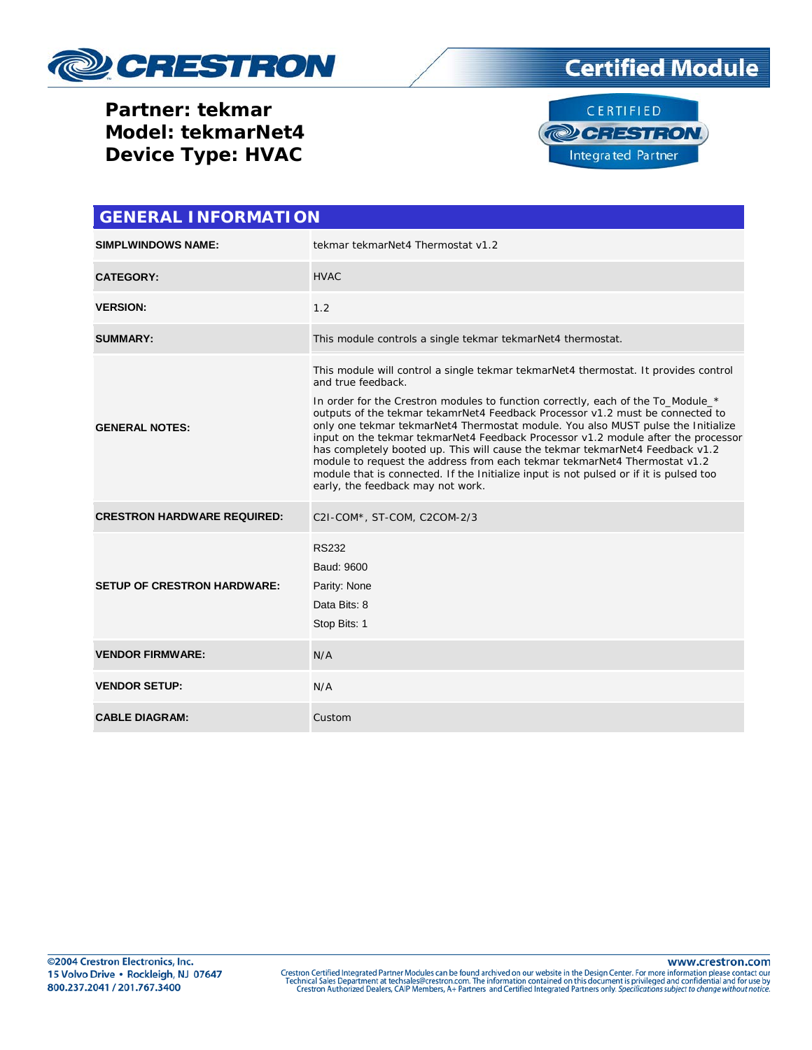# Certified Module

**Partner: tekmar**
**Model: tekmarNet4**
**Device Type: HVAC**

## GENERAL INFORMATION

| | |
|---|---|
| **SIMPLWINDOWS NAME:** | tekmar tekmarNet4 Thermostat v1.2 |
| **CATEGORY:** | HVAC |
| **VERSION:** | 1.2 |
| **SUMMARY:** | This module controls a single tekmar tekmarNet4 thermostat. |
| **GENERAL NOTES:** | This module will control a single tekmar tekmarNet4 thermostat. It provides control and true feedback.<br><br>In order for the Crestron modules to function correctly, each of the To_Module_* outputs of the tekmar tekamrNet4 Feedback Processor v1.2 must be connected to only one tekmar tekmarNet4 Thermostat module. You also MUST pulse the Initialize input on the tekmar tekmarNet4 Feedback Processor v1.2 module after the processor has completely booted up. This will cause the tekmar tekmarNet4 Feedback v1.2 module to request the address from each tekmar tekmarNet4 Thermostat v1.2 module that is connected. If the Initialize input is not pulsed or if it is pulsed too early, the feedback may not work. |
| **CRESTRON HARDWARE REQUIRED:** | C2I-COM*, ST-COM, C2COM-2/3 |
| **SETUP OF CRESTRON HARDWARE:** | RS232<br>Baud: 9600<br>Parity: None<br>Data Bits: 8<br>Stop Bits: 1 |
| **VENDOR FIRMWARE:** | N/A |
| **VENDOR SETUP:** | N/A |
| **CABLE DIAGRAM:** | Custom |

©2004 Crestron Electronics, Inc.
15 Volvo Drive • Rockleigh, NJ 07647
800.237.2041 / 201.767.3400

www.crestron.com
Crestron Certified Integrated Partner Modules can be found archived on our website in the Design Center. For more information please contact our Technical Sales Department at techsales@crestron.com. The information contained on this document is privileged and confidential and for use by Crestron Authorized Dealers, CAIP Members, A+ Partners and Certified Integrated Partners only. *Specifications subject to change without notice.*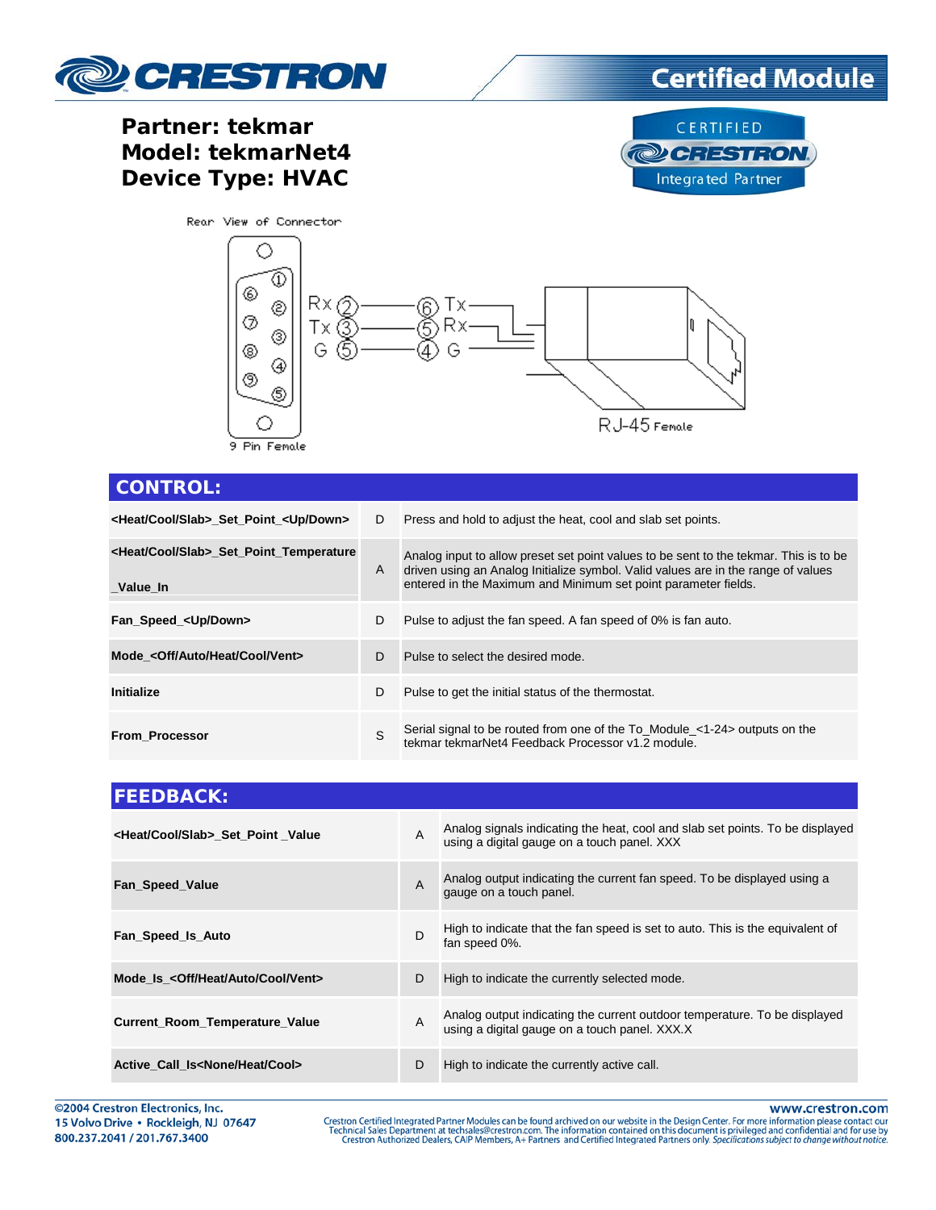# Partner: tekmar
# Model: tekmarNet4
# Device Type: HVAC

Rear View of Connector

9 Pin Female: Rx 2 — 6 Tx; Tx 3 — 5 Rx; G 5 — 4 G

RJ-45 Female

## CONTROL:

| | | |
|---|---|---|
| **<Heat/Cool/Slab>_Set_Point_<Up/Down>** | D | Press and hold to adjust the heat, cool and slab set points. |
| **<Heat/Cool/Slab>_Set_Point_Temperature_Value_In** | A | Analog input to allow preset set point values to be sent to the tekmar. This is to be driven using an Analog Initialize symbol. Valid values are in the range of values entered in the Maximum and Minimum set point parameter fields. |
| **Fan_Speed_<Up/Down>** | D | Pulse to adjust the fan speed. A fan speed of 0% is fan auto. |
| **Mode_<Off/Auto/Heat/Cool/Vent>** | D | Pulse to select the desired mode. |
| **Initialize** | D | Pulse to get the initial status of the thermostat. |
| **From_Processor** | S | Serial signal to be routed from one of the To_Module_<1-24> outputs on the tekmar tekmarNet4 Feedback Processor v1.2 module. |

## FEEDBACK:

| | | |
|---|---|---|
| **<Heat/Cool/Slab>_Set_Point _Value** | A | Analog signals indicating the heat, cool and slab set points. To be displayed using a digital gauge on a touch panel. XXX |
| **Fan_Speed_Value** | A | Analog output indicating the current fan speed. To be displayed using a gauge on a touch panel. |
| **Fan_Speed_Is_Auto** | D | High to indicate that the fan speed is set to auto. This is the equivalent of fan speed 0%. |
| **Mode_Is_<Off/Heat/Auto/Cool/Vent>** | D | High to indicate the currently selected mode. |
| **Current_Room_Temperature_Value** | A | Analog output indicating the current outdoor temperature. To be displayed using a digital gauge on a touch panel. XXX.X |
| **Active_Call_Is<None/Heat/Cool>** | D | High to indicate the currently active call. |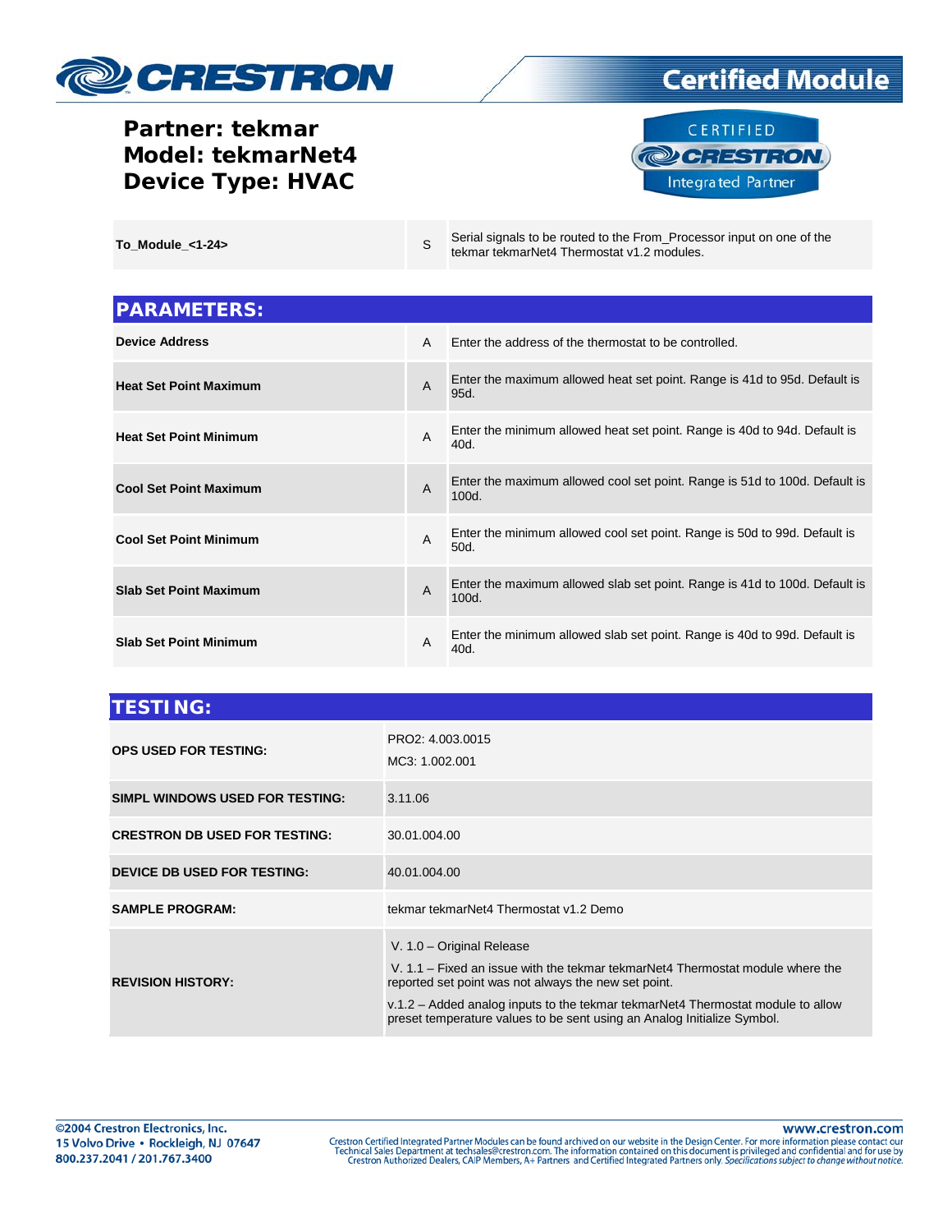**Partner: tekmar**
**Model: tekmarNet4**
**Device Type: HVAC**

| | | |
|---|---|---|
| **To_Module_<1-24>** | S | Serial signals to be routed to the From_Processor input on one of the tekmar tekmarNet4 Thermostat v1.2 modules. |

## PARAMETERS:

| | | |
|---|---|---|
| **Device Address** | A | Enter the address of the thermostat to be controlled. |
| **Heat Set Point Maximum** | A | Enter the maximum allowed heat set point. Range is 41d to 95d. Default is 95d. |
| **Heat Set Point Minimum** | A | Enter the minimum allowed heat set point. Range is 40d to 94d. Default is 40d. |
| **Cool Set Point Maximum** | A | Enter the maximum allowed cool set point. Range is 51d to 100d. Default is 100d. |
| **Cool Set Point Minimum** | A | Enter the minimum allowed cool set point. Range is 50d to 99d. Default is 50d. |
| **Slab Set Point Maximum** | A | Enter the maximum allowed slab set point. Range is 41d to 100d. Default is 100d. |
| **Slab Set Point Minimum** | A | Enter the minimum allowed slab set point. Range is 40d to 99d. Default is 40d. |

## TESTING:

| | |
|---|---|
| **OPS USED FOR TESTING:** | PRO2: 4.003.0015<br>MC3: 1.002.001 |
| **SIMPL WINDOWS USED FOR TESTING:** | 3.11.06 |
| **CRESTRON DB USED FOR TESTING:** | 30.01.004.00 |
| **DEVICE DB USED FOR TESTING:** | 40.01.004.00 |
| **SAMPLE PROGRAM:** | tekmar tekmarNet4 Thermostat v1.2 Demo |
| **REVISION HISTORY:** | V. 1.0 – Original Release<br>V. 1.1 – Fixed an issue with the tekmar tekmarNet4 Thermostat module where the reported set point was not always the new set point.<br>v.1.2 – Added analog inputs to the tekmar tekmarNet4 Thermostat module to allow preset temperature values to be sent using an Analog Initialize Symbol. |

©2004 Crestron Electronics, Inc.
15 Volvo Drive • Rockleigh, NJ 07647
800.237.2041 / 201.767.3400

www.crestron.com
Crestron Certified Integrated Partner Modules can be found archived on our website in the Design Center. For more information please contact our Technical Sales Department at techsales@crestron.com. The information contained on this document is privileged and confidential and for use by Crestron Authorized Dealers, CAIP Members, A+ Partners and Certified Integrated Partners only. *Specifications subject to change without notice.*